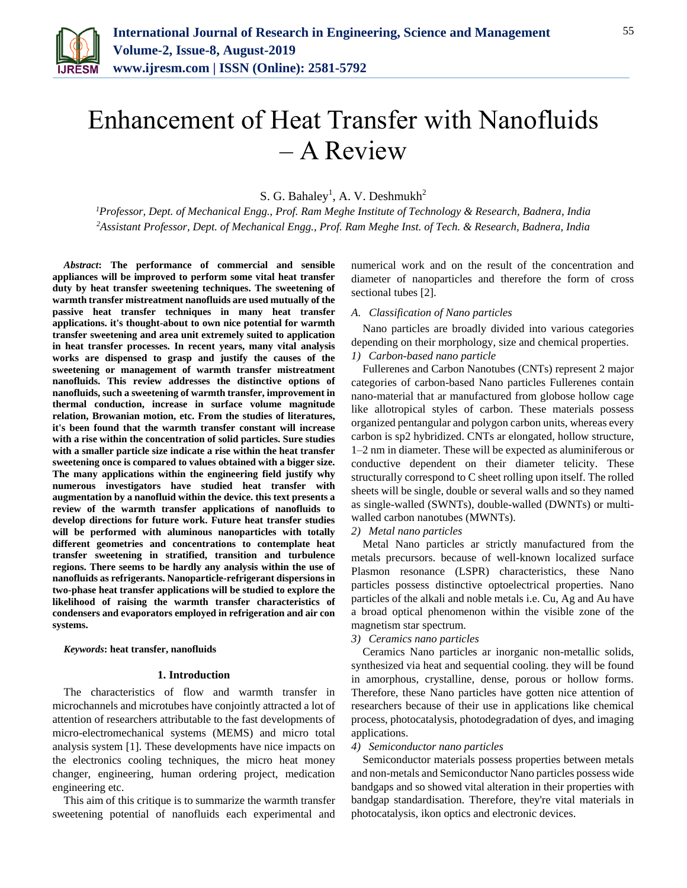# Enhancement of Heat Transfer with Nanofluids – A Review

S. G. Bahaley[1], A. V. Deshmukh[2]

[1]*Professor, Dept. of Mechanical Engg., Prof. Ram Meghe Institute of Technology & Research, Badnera, India*
[2]*Assistant Professor, Dept. of Mechanical Engg., Prof. Ram Meghe Inst. of Tech. & Research, Badnera, India*

***Abstract*: The performance of commercial and sensible appliances will be improved to perform some vital heat transfer duty by heat transfer sweetening techniques. The sweetening of warmth transfer mistreatment nanofluids are used mutually of the passive heat transfer techniques in many heat transfer applications. it's thought-about to own nice potential for warmth transfer sweetening and area unit extremely suited to application in heat transfer processes. In recent years, many vital analysis works are dispensed to grasp and justify the causes of the sweetening or management of warmth transfer mistreatment nanofluids. This review addresses the distinctive options of nanofluids, such a sweetening of warmth transfer, improvement in thermal conduction, increase in surface volume magnitude relation, Browanian motion, etc. From the studies of literatures, it's been found that the warmth transfer constant will increase with a rise within the concentration of solid particles. Sure studies with a smaller particle size indicate a rise within the heat transfer sweetening once is compared to values obtained with a bigger size. The many applications within the engineering field justify why numerous investigators have studied heat transfer with augmentation by a nanofluid within the device. this text presents a review of the warmth transfer applications of nanofluids to develop directions for future work. Future heat transfer studies will be performed with aluminous nanoparticles with totally different geometries and concentrations to contemplate heat transfer sweetening in stratified, transition and turbulence regions. There seems to be hardly any analysis within the use of nanofluids as refrigerants. Nanoparticle-refrigerant dispersions in two-phase heat transfer applications will be studied to explore the likelihood of raising the warmth transfer characteristics of condensers and evaporators employed in refrigeration and air con systems.**

***Keywords*: heat transfer, nanofluids**

## 1. Introduction

The characteristics of flow and warmth transfer in microchannels and microtubes have conjointly attracted a lot of attention of researchers attributable to the fast developments of micro-electromechanical systems (MEMS) and micro total analysis system [1]. These developments have nice impacts on the electronics cooling techniques, the micro heat money changer, engineering, human ordering project, medication engineering etc.

This aim of this critique is to summarize the warmth transfer sweetening potential of nanofluids each experimental and numerical work and on the result of the concentration and diameter of nanoparticles and therefore the form of cross sectional tubes [2].

### *A. Classification of Nano particles*

Nano particles are broadly divided into various categories depending on their morphology, size and chemical properties.

#### *1) Carbon-based nano particle*

Fullerenes and Carbon Nanotubes (CNTs) represent 2 major categories of carbon-based Nano particles Fullerenes contain nano-material that ar manufactured from globose hollow cage like allotropical styles of carbon. These materials possess organized pentangular and polygon carbon units, whereas every carbon is sp2 hybridized. CNTs ar elongated, hollow structure, 1–2 nm in diameter. These will be expected as aluminiferous or conductive dependent on their diameter telicity. These structurally correspond to C sheet rolling upon itself. The rolled sheets will be single, double or several walls and so they named as single-walled (SWNTs), double-walled (DWNTs) or multi-walled carbon nanotubes (MWNTs).

#### *2) Metal nano particles*

Metal Nano particles ar strictly manufactured from the metals precursors. because of well-known localized surface Plasmon resonance (LSPR) characteristics, these Nano particles possess distinctive optoelectrical properties. Nano particles of the alkali and noble metals i.e. Cu, Ag and Au have a broad optical phenomenon within the visible zone of the magnetism star spectrum.

#### *3) Ceramics nano particles*

Ceramics Nano particles ar inorganic non-metallic solids, synthesized via heat and sequential cooling. they will be found in amorphous, crystalline, dense, porous or hollow forms. Therefore, these Nano particles have gotten nice attention of researchers because of their use in applications like chemical process, photocatalysis, photodegradation of dyes, and imaging applications.

#### *4) Semiconductor nano particles*

Semiconductor materials possess properties between metals and non-metals and Semiconductor Nano particles possess wide bandgaps and so showed vital alteration in their properties with bandgap standardisation. Therefore, they're vital materials in photocatalysis, ikon optics and electronic devices.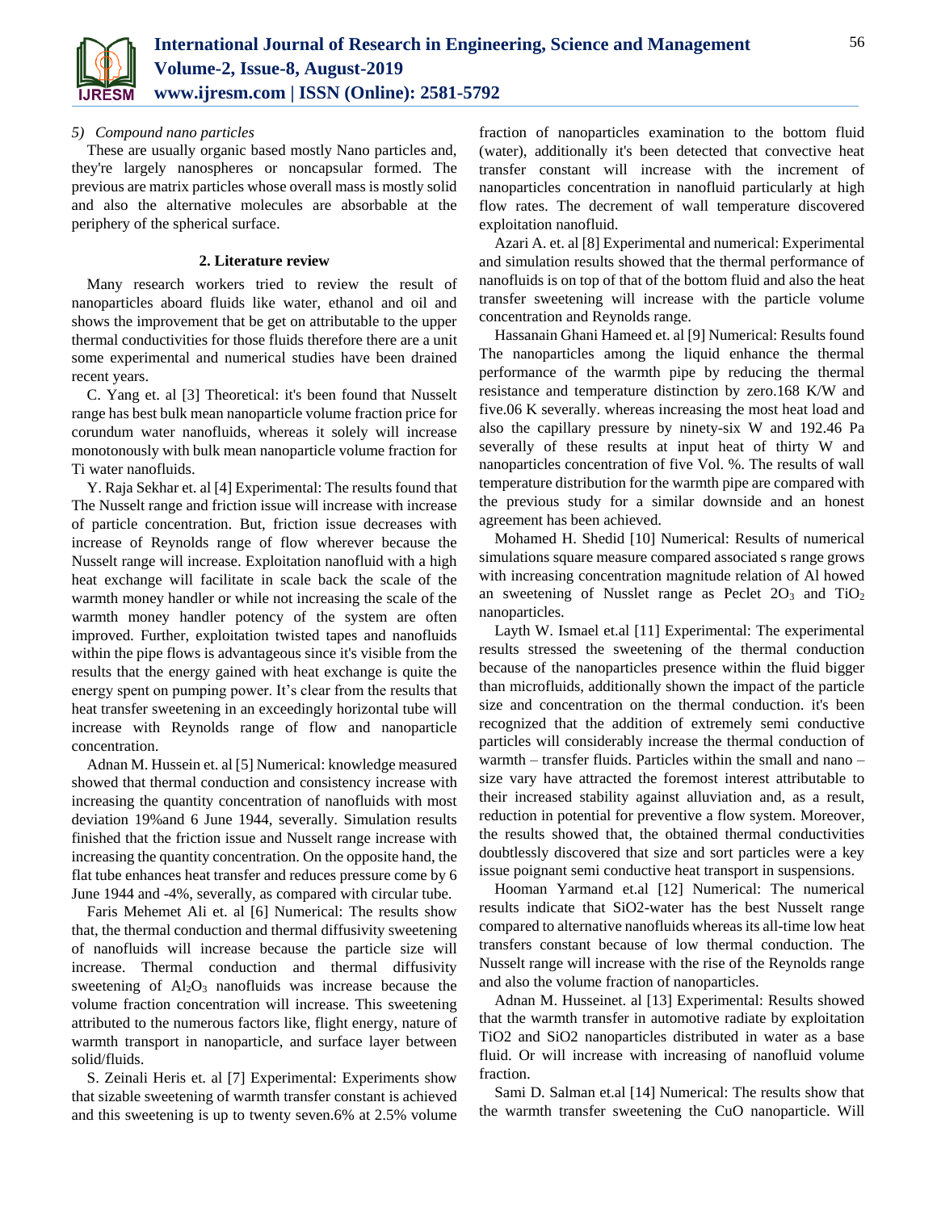*5) Compound nano particles*

These are usually organic based mostly Nano particles and, they're largely nanospheres or noncapsular formed. The previous are matrix particles whose overall mass is mostly solid and also the alternative molecules are absorbable at the periphery of the spherical surface.

## 2. Literature review

Many research workers tried to review the result of nanoparticles aboard fluids like water, ethanol and oil and shows the improvement that be get on attributable to the upper thermal conductivities for those fluids therefore there are a unit some experimental and numerical studies have been drained recent years.

C. Yang et. al [3] Theoretical: it's been found that Nusselt range has best bulk mean nanoparticle volume fraction price for corundum water nanofluids, whereas it solely will increase monotonously with bulk mean nanoparticle volume fraction for Ti water nanofluids.

Y. Raja Sekhar et. al [4] Experimental: The results found that The Nusselt range and friction issue will increase with increase of particle concentration. But, friction issue decreases with increase of Reynolds range of flow wherever because the Nusselt range will increase. Exploitation nanofluid with a high heat exchange will facilitate in scale back the scale of the warmth money handler or while not increasing the scale of the warmth money handler potency of the system are often improved. Further, exploitation twisted tapes and nanofluids within the pipe flows is advantageous since it's visible from the results that the energy gained with heat exchange is quite the energy spent on pumping power. It's clear from the results that heat transfer sweetening in an exceedingly horizontal tube will increase with Reynolds range of flow and nanoparticle concentration.

Adnan M. Hussein et. al [5] Numerical: knowledge measured showed that thermal conduction and consistency increase with increasing the quantity concentration of nanofluids with most deviation 19%and 6 June 1944, severally. Simulation results finished that the friction issue and Nusselt range increase with increasing the quantity concentration. On the opposite hand, the flat tube enhances heat transfer and reduces pressure come by 6 June 1944 and -4%, severally, as compared with circular tube.

Faris Mehemet Ali et. al [6] Numerical: The results show that, the thermal conduction and thermal diffusivity sweetening of nanofluids will increase because the particle size will increase. Thermal conduction and thermal diffusivity sweetening of $Al_2O_3$ nanofluids was increase because the volume fraction concentration will increase. This sweetening attributed to the numerous factors like, flight energy, nature of warmth transport in nanoparticle, and surface layer between solid/fluids.

S. Zeinali Heris et. al [7] Experimental: Experiments show that sizable sweetening of warmth transfer constant is achieved and this sweetening is up to twenty seven.6% at 2.5% volume fraction of nanoparticles examination to the bottom fluid (water), additionally it's been detected that convective heat transfer constant will increase with the increment of nanoparticles concentration in nanofluid particularly at high flow rates. The decrement of wall temperature discovered exploitation nanofluid.

Azari A. et. al [8] Experimental and numerical: Experimental and simulation results showed that the thermal performance of nanofluids is on top of that of the bottom fluid and also the heat transfer sweetening will increase with the particle volume concentration and Reynolds range.

Hassanain Ghani Hameed et. al [9] Numerical: Results found The nanoparticles among the liquid enhance the thermal performance of the warmth pipe by reducing the thermal resistance and temperature distinction by zero.168 K/W and five.06 K severally. whereas increasing the most heat load and also the capillary pressure by ninety-six W and 192.46 Pa severally of these results at input heat of thirty W and nanoparticles concentration of five Vol. %. The results of wall temperature distribution for the warmth pipe are compared with the previous study for a similar downside and an honest agreement has been achieved.

Mohamed H. Shedid [10] Numerical: Results of numerical simulations square measure compared associated s range grows with increasing concentration magnitude relation of Al howed an sweetening of Nusslet range as Peclet $2O_3$ and $TiO_2$ nanoparticles.

Layth W. Ismael et.al [11] Experimental: The experimental results stressed the sweetening of the thermal conduction because of the nanoparticles presence within the fluid bigger than microfluids, additionally shown the impact of the particle size and concentration on the thermal conduction. it's been recognized that the addition of extremely semi conductive particles will considerably increase the thermal conduction of warmth – transfer fluids. Particles within the small and nano – size vary have attracted the foremost interest attributable to their increased stability against alluviation and, as a result, reduction in potential for preventive a flow system. Moreover, the results showed that, the obtained thermal conductivities doubtlessly discovered that size and sort particles were a key issue poignant semi conductive heat transport in suspensions.

Hooman Yarmand et.al [12] Numerical: The numerical results indicate that SiO2-water has the best Nusselt range compared to alternative nanofluids whereas its all-time low heat transfers constant because of low thermal conduction. The Nusselt range will increase with the rise of the Reynolds range and also the volume fraction of nanoparticles.

Adnan M. Husseinet. al [13] Experimental: Results showed that the warmth transfer in automotive radiate by exploitation TiO2 and SiO2 nanoparticles distributed in water as a base fluid. Or will increase with increasing of nanofluid volume fraction.

Sami D. Salman et.al [14] Numerical: The results show that the warmth transfer sweetening the CuO nanoparticle. Will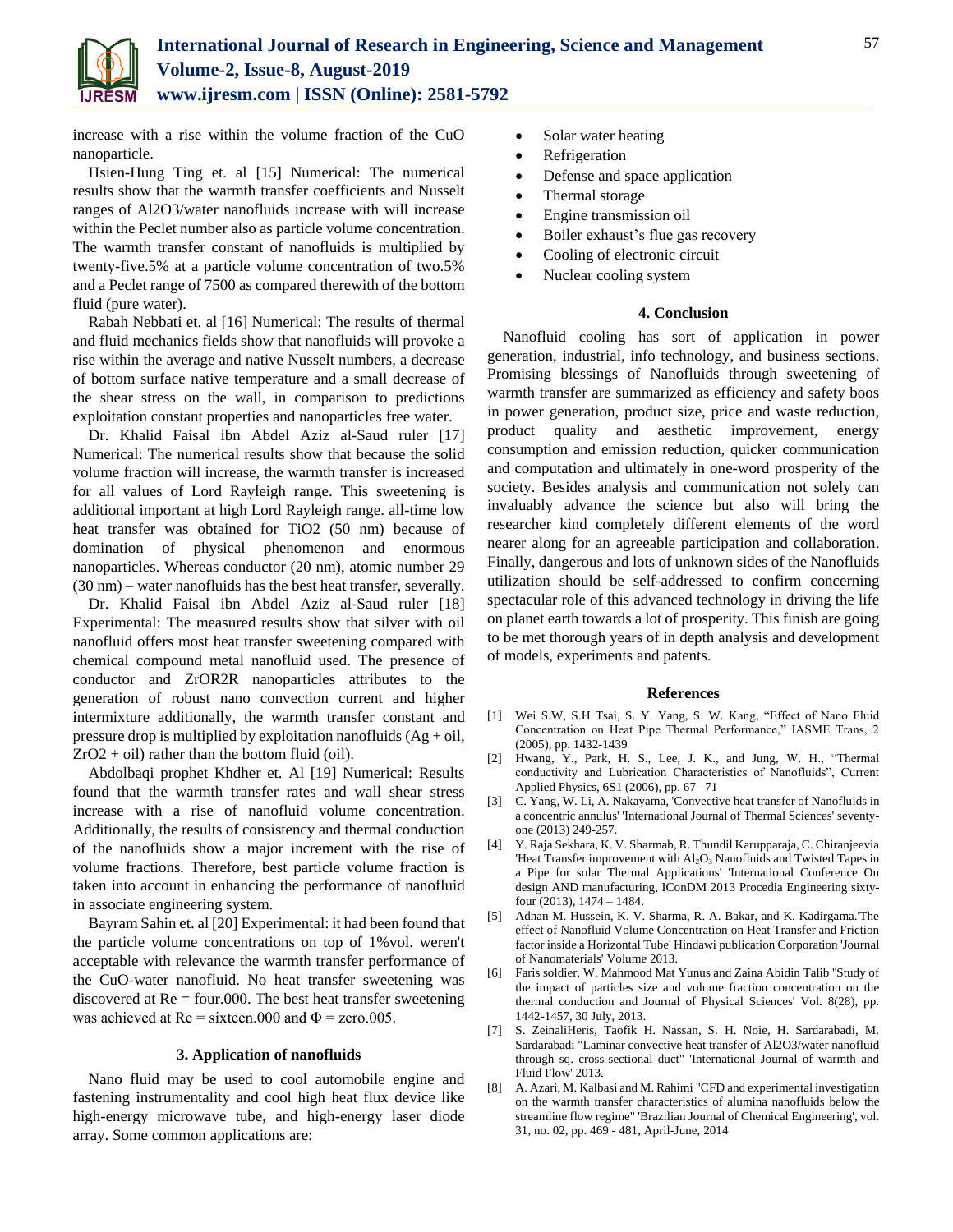increase with a rise within the volume fraction of the CuO nanoparticle.

Hsien-Hung Ting et. al [15] Numerical: The numerical results show that the warmth transfer coefficients and Nusselt ranges of Al2O3/water nanofluids increase with will increase within the Peclet number also as particle volume concentration. The warmth transfer constant of nanofluids is multiplied by twenty-five.5% at a particle volume concentration of two.5% and a Peclet range of 7500 as compared therewith of the bottom fluid (pure water).

Rabah Nebbati et. al [16] Numerical: The results of thermal and fluid mechanics fields show that nanofluids will provoke a rise within the average and native Nusselt numbers, a decrease of bottom surface native temperature and a small decrease of the shear stress on the wall, in comparison to predictions exploitation constant properties and nanoparticles free water.

Dr. Khalid Faisal ibn Abdel Aziz al-Saud ruler [17] Numerical: The numerical results show that because the solid volume fraction will increase, the warmth transfer is increased for all values of Lord Rayleigh range. This sweetening is additional important at high Lord Rayleigh range. all-time low heat transfer was obtained for TiO2 (50 nm) because of domination of physical phenomenon and enormous nanoparticles. Whereas conductor (20 nm), atomic number 29 (30 nm) – water nanofluids has the best heat transfer, severally.

Dr. Khalid Faisal ibn Abdel Aziz al-Saud ruler [18] Experimental: The measured results show that silver with oil nanofluid offers most heat transfer sweetening compared with chemical compound metal nanofluid used. The presence of conductor and ZrOR2R nanoparticles attributes to the generation of robust nano convection current and higher intermixture additionally, the warmth transfer constant and pressure drop is multiplied by exploitation nanofluids (Ag + oil, ZrO2 + oil) rather than the bottom fluid (oil).

Abdolbaqi prophet Khdher et. Al [19] Numerical: Results found that the warmth transfer rates and wall shear stress increase with a rise of nanofluid volume concentration. Additionally, the results of consistency and thermal conduction of the nanofluids show a major increment with the rise of volume fractions. Therefore, best particle volume fraction is taken into account in enhancing the performance of nanofluid in associate engineering system.

Bayram Sahin et. al [20] Experimental: it had been found that the particle volume concentrations on top of 1%vol. weren't acceptable with relevance the warmth transfer performance of the CuO-water nanofluid. No heat transfer sweetening was discovered at Re = four.000. The best heat transfer sweetening was achieved at Re = sixteen.000 and $\Phi$ = zero.005.

## 3. Application of nanofluids

Nano fluid may be used to cool automobile engine and fastening instrumentality and cool high heat flux device like high-energy microwave tube, and high-energy laser diode array. Some common applications are:

- Solar water heating
- Refrigeration
- Defense and space application
- Thermal storage
- Engine transmission oil
- Boiler exhaust's flue gas recovery
- Cooling of electronic circuit
- Nuclear cooling system

## 4. Conclusion

Nanofluid cooling has sort of application in power generation, industrial, info technology, and business sections. Promising blessings of Nanofluids through sweetening of warmth transfer are summarized as efficiency and safety boos in power generation, product size, price and waste reduction, product quality and aesthetic improvement, energy consumption and emission reduction, quicker communication and computation and ultimately in one-word prosperity of the society. Besides analysis and communication not solely can invaluably advance the science but also will bring the researcher kind completely different elements of the word nearer along for an agreeable participation and collaboration. Finally, dangerous and lots of unknown sides of the Nanofluids utilization should be self-addressed to confirm concerning spectacular role of this advanced technology in driving the life on planet earth towards a lot of prosperity. This finish are going to be met thorough years of in depth analysis and development of models, experiments and patents.

## References

[1] Wei S.W, S.H Tsai, S. Y. Yang, S. W. Kang, "Effect of Nano Fluid Concentration on Heat Pipe Thermal Performance," IASME Trans, 2 (2005), pp. 1432-1439

[2] Hwang, Y., Park, H. S., Lee, J. K., and Jung, W. H., "Thermal conductivity and Lubrication Characteristics of Nanofluids", Current Applied Physics, 6S1 (2006), pp. 67– 71

[3] C. Yang, W. Li, A. Nakayama, 'Convective heat transfer of Nanofluids in a concentric annulus' 'International Journal of Thermal Sciences' seventy-one (2013) 249-257.

[4] Y. Raja Sekhara, K. V. Sharmab, R. Thundil Karupparaja, C. Chiranjeevia 'Heat Transfer improvement with $Al_2O_3$ Nanofluids and Twisted Tapes in a Pipe for solar Thermal Applications' 'International Conference On design AND manufacturing, IConDM 2013 Procedia Engineering sixty-four (2013), 1474 – 1484.

[5] Adnan M. Hussein, K. V. Sharma, R. A. Bakar, and K. Kadirgama.'The effect of Nanofluid Volume Concentration on Heat Transfer and Friction factor inside a Horizontal Tube' Hindawi publication Corporation 'Journal of Nanomaterials' Volume 2013.

[6] Faris soldier, W. Mahmood Mat Yunus and Zaina Abidin Talib "Study of the impact of particles size and volume fraction concentration on the thermal conduction and Journal of Physical Sciences' Vol. 8(28), pp. 1442-1457, 30 July, 2013.

[7] S. ZeinaliHeris, Taofik H. Nassan, S. H. Noie, H. Sardarabadi, M. Sardarabadi "Laminar convective heat transfer of Al2O3/water nanofluid through sq. cross-sectional duct" 'International Journal of warmth and Fluid Flow' 2013.

[8] A. Azari, M. Kalbasi and M. Rahimi "CFD and experimental investigation on the warmth transfer characteristics of alumina nanofluids below the streamline flow regime" 'Brazilian Journal of Chemical Engineering', vol. 31, no. 02, pp. 469 - 481, April-June, 2014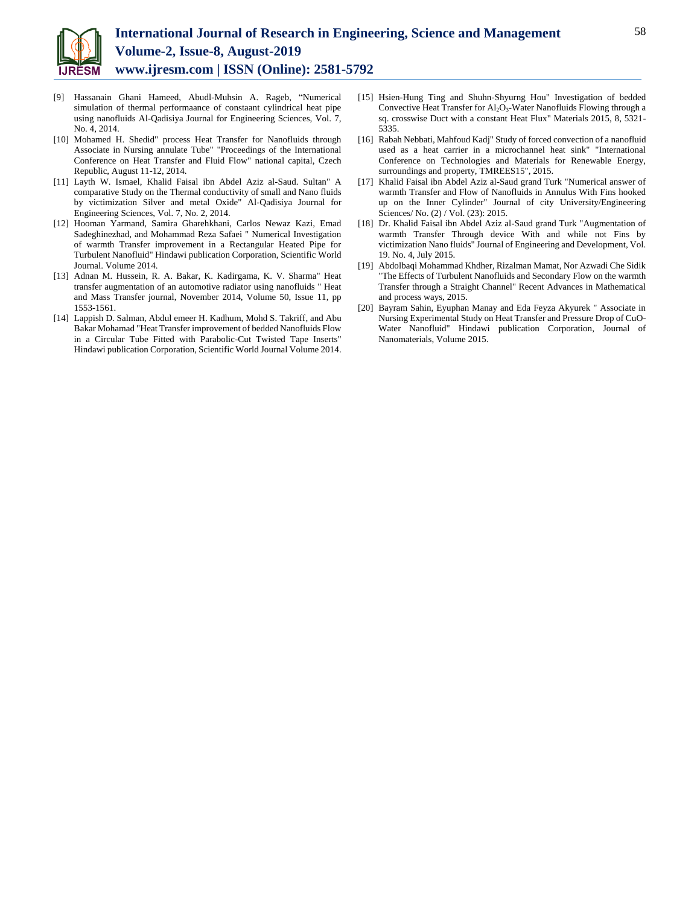[9] Hassanain Ghani Hameed, Abudl-Muhsin A. Rageb, "Numerical simulation of thermal performaance of constaant cylindrical heat pipe using nanofluids Al-Qadisiya Journal for Engineering Sciences, Vol. 7, No. 4, 2014.

[10] Mohamed H. Shedid" process Heat Transfer for Nanofluids through Associate in Nursing annulate Tube" "Proceedings of the International Conference on Heat Transfer and Fluid Flow" national capital, Czech Republic, August 11-12, 2014.

[11] Layth W. Ismael, Khalid Faisal ibn Abdel Aziz al-Saud. Sultan" A comparative Study on the Thermal conductivity of small and Nano fluids by victimization Silver and metal Oxide" Al-Qadisiya Journal for Engineering Sciences, Vol. 7, No. 2, 2014.

[12] Hooman Yarmand, Samira Gharehkhani, Carlos Newaz Kazi, Emad Sadeghinezhad, and Mohammad Reza Safaei " Numerical Investigation of warmth Transfer improvement in a Rectangular Heated Pipe for Turbulent Nanofluid" Hindawi publication Corporation, Scientific World Journal. Volume 2014.

[13] Adnan M. Hussein, R. A. Bakar, K. Kadirgama, K. V. Sharma" Heat transfer augmentation of an automotive radiator using nanofluids " Heat and Mass Transfer journal, November 2014, Volume 50, Issue 11, pp 1553-1561.

[14] Lappish D. Salman, Abdul emeer H. Kadhum, Mohd S. Takriff, and Abu Bakar Mohamad "Heat Transfer improvement of bedded Nanofluids Flow in a Circular Tube Fitted with Parabolic-Cut Twisted Tape Inserts" Hindawi publication Corporation, Scientific World Journal Volume 2014.

[15] Hsien-Hung Ting and Shuhn-Shyurng Hou" Investigation of bedded Convective Heat Transfer for $Al_2O_3$-Water Nanofluids Flowing through a sq. crosswise Duct with a constant Heat Flux" Materials 2015, 8, 5321-5335.

[16] Rabah Nebbati, Mahfoud Kadj" Study of forced convection of a nanofluid used as a heat carrier in a microchannel heat sink" "International Conference on Technologies and Materials for Renewable Energy, surroundings and property, TMREES15", 2015.

[17] Khalid Faisal ibn Abdel Aziz al-Saud grand Turk "Numerical answer of warmth Transfer and Flow of Nanofluids in Annulus With Fins hooked up on the Inner Cylinder" Journal of city University/Engineering Sciences/ No. (2) / Vol. (23): 2015.

[18] Dr. Khalid Faisal ibn Abdel Aziz al-Saud grand Turk "Augmentation of warmth Transfer Through device With and while not Fins by victimization Nano fluids" Journal of Engineering and Development, Vol. 19. No. 4, July 2015.

[19] Abdolbaqi Mohammad Khdher, Rizalman Mamat, Nor Azwadi Che Sidik "The Effects of Turbulent Nanofluids and Secondary Flow on the warmth Transfer through a Straight Channel" Recent Advances in Mathematical and process ways, 2015.

[20] Bayram Sahin, Eyuphan Manay and Eda Feyza Akyurek " Associate in Nursing Experimental Study on Heat Transfer and Pressure Drop of CuO-Water Nanofluid" Hindawi publication Corporation, Journal of Nanomaterials, Volume 2015.